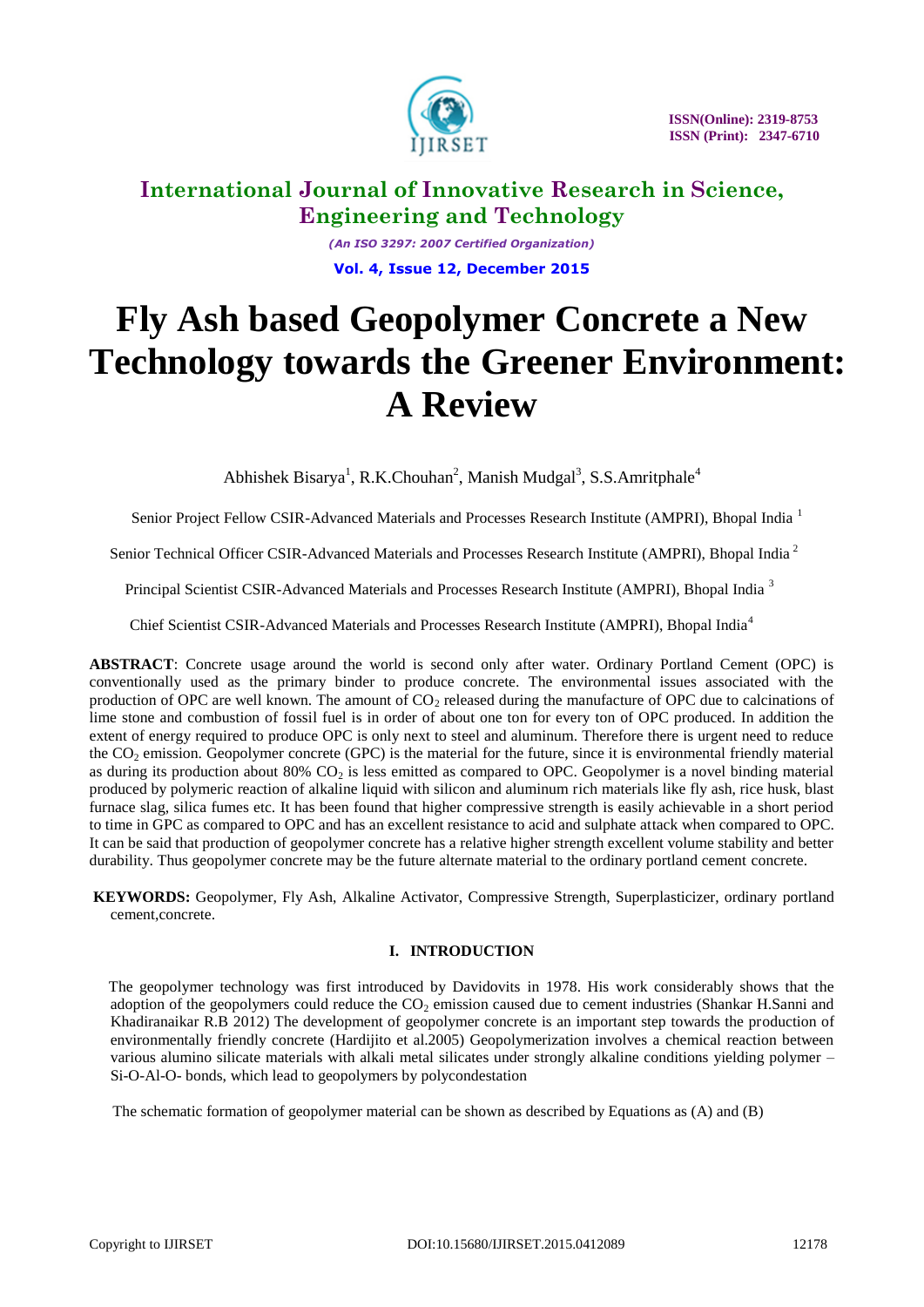# International Journal of Innovative Research in Science, Engineering and Technology

*(An ISO 3297: 2007 Certified Organization)*

**Vol. 4, Issue 12, December 2015**

# Fly Ash based Geopolymer Concrete a New Technology towards the Greener Environment: A Review

Abhishek Bisarya[1], R.K.Chouhan[2], Manish Mudgal[3], S.S.Amritphale[4]

Senior Project Fellow CSIR-Advanced Materials and Processes Research Institute (AMPRI), Bhopal India [1]

Senior Technical Officer CSIR-Advanced Materials and Processes Research Institute (AMPRI), Bhopal India [2]

Principal Scientist CSIR-Advanced Materials and Processes Research Institute (AMPRI), Bhopal India [3]

Chief Scientist CSIR-Advanced Materials and Processes Research Institute (AMPRI), Bhopal India[4]

**ABSTRACT**: Concrete usage around the world is second only after water. Ordinary Portland Cement (OPC) is conventionally used as the primary binder to produce concrete. The environmental issues associated with the production of OPC are well known. The amount of $CO_2$ released during the manufacture of OPC due to calcinations of lime stone and combustion of fossil fuel is in order of about one ton for every ton of OPC produced. In addition the extent of energy required to produce OPC is only next to steel and aluminum. Therefore there is urgent need to reduce the $CO_2$ emission. Geopolymer concrete (GPC) is the material for the future, since it is environmental friendly material as during its production about 80% $CO_2$ is less emitted as compared to OPC. Geopolymer is a novel binding material produced by polymeric reaction of alkaline liquid with silicon and aluminum rich materials like fly ash, rice husk, blast furnace slag, silica fumes etc. It has been found that higher compressive strength is easily achievable in a short period to time in GPC as compared to OPC and has an excellent resistance to acid and sulphate attack when compared to OPC. It can be said that production of geopolymer concrete has a relative higher strength excellent volume stability and better durability. Thus geopolymer concrete may be the future alternate material to the ordinary portland cement concrete.

**KEYWORDS:** Geopolymer, Fly Ash, Alkaline Activator, Compressive Strength, Superplasticizer, ordinary portland cement,concrete.

## I. INTRODUCTION

The geopolymer technology was first introduced by Davidovits in 1978. His work considerably shows that the adoption of the geopolymers could reduce the $CO_2$ emission caused due to cement industries (Shankar H.Sanni and Khadiranaikar R.B 2012) The development of geopolymer concrete is an important step towards the production of environmentally friendly concrete (Hardijito et al.2005) Geopolymerization involves a chemical reaction between various alumino silicate materials with alkali metal silicates under strongly alkaline conditions yielding polymer – Si-O-Al-O- bonds, which lead to geopolymers by polycondestation

The schematic formation of geopolymer material can be shown as described by Equations as (A) and (B)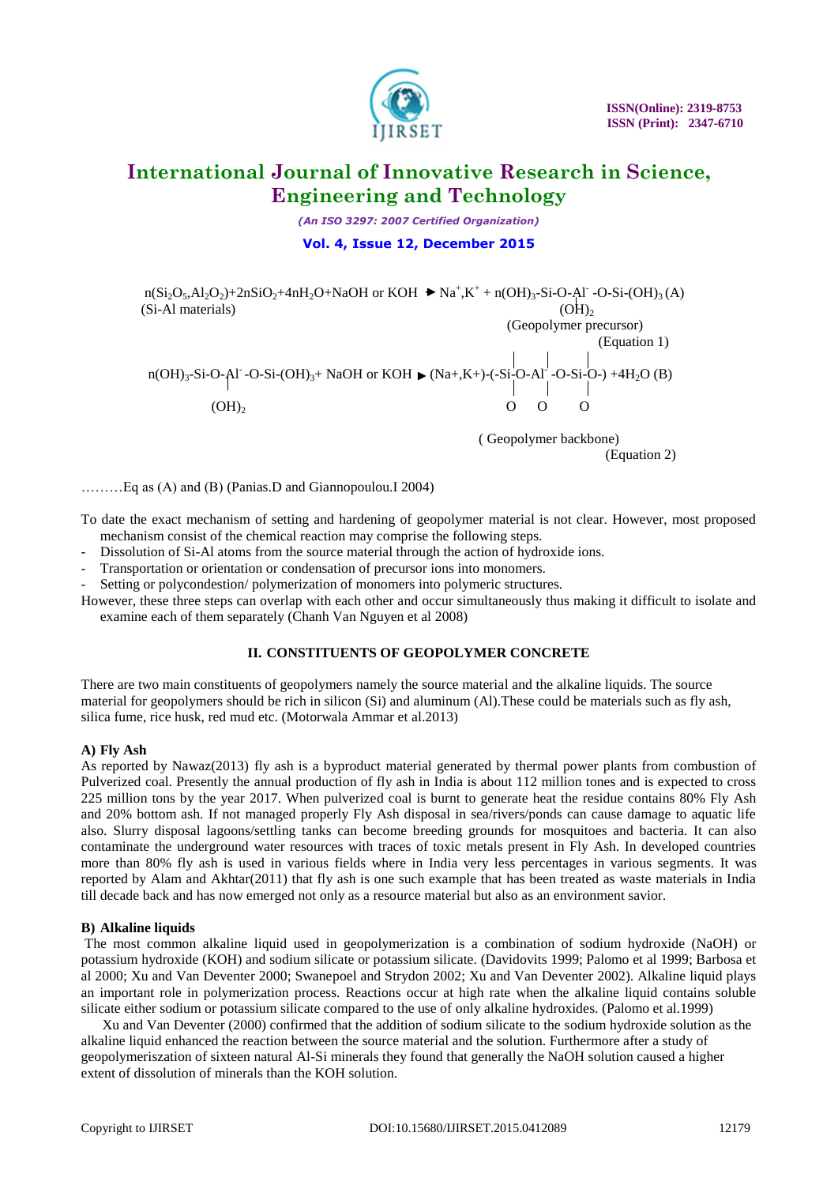$$n(Si_2O_5,Al_2O_2)+2nSiO_2+4nH_2O+NaOH \text{ or } KOH \rightarrow Na^+,K^+ + n(OH)_3\text{-Si-O-}\underset{\displaystyle (OH)_2}{\underset{|}{Al^-}}\text{-O-Si-}(OH)_3 \quad (A)$$

(Si-Al materials) (Geopolymer precursor)

(Equation 1)

$$n(OH)_3\text{-Si-O-}\underset{\displaystyle (OH)_2}{\underset{|}{Al^-}}\text{-O-Si-}(OH)_3 + NaOH \text{ or } KOH \rightarrow (Na^+,K^+)\text{-}(\text{-}\underset{\displaystyle O}{\underset{|}{\overset{|}{Si}}}\text{-O-}\underset{\displaystyle O}{\underset{|}{\overset{|}{Al^-}}}\text{-O-}\underset{\displaystyle O}{\underset{|}{\overset{|}{Si}}}\text{-O-}) + 4H_2O \quad (B)$$

(Geopolymer backbone)

(Equation 2)

………Eq as (A) and (B) (Panias.D and Giannopoulou.I 2004)

To date the exact mechanism of setting and hardening of geopolymer material is not clear. However, most proposed mechanism consist of the chemical reaction may comprise the following steps.

- Dissolution of Si-Al atoms from the source material through the action of hydroxide ions.
- Transportation or orientation or condensation of precursor ions into monomers.
- Setting or polycondestion/ polymerization of monomers into polymeric structures.

However, these three steps can overlap with each other and occur simultaneously thus making it difficult to isolate and examine each of them separately (Chanh Van Nguyen et al 2008)

## II. CONSTITUENTS OF GEOPOLYMER CONCRETE

There are two main constituents of geopolymers namely the source material and the alkaline liquids. The source material for geopolymers should be rich in silicon (Si) and aluminum (Al).These could be materials such as fly ash, silica fume, rice husk, red mud etc. (Motorwala Ammar et al.2013)

### A) Fly Ash

As reported by Nawaz(2013) fly ash is a byproduct material generated by thermal power plants from combustion of Pulverized coal. Presently the annual production of fly ash in India is about 112 million tones and is expected to cross 225 million tons by the year 2017. When pulverized coal is burnt to generate heat the residue contains 80% Fly Ash and 20% bottom ash. If not managed properly Fly Ash disposal in sea/rivers/ponds can cause damage to aquatic life also. Slurry disposal lagoons/settling tanks can become breeding grounds for mosquitoes and bacteria. It can also contaminate the underground water resources with traces of toxic metals present in Fly Ash. In developed countries more than 80% fly ash is used in various fields where in India very less percentages in various segments. It was reported by Alam and Akhtar(2011) that fly ash is one such example that has been treated as waste materials in India till decade back and has now emerged not only as a resource material but also as an environment savior.

### B) Alkaline liquids

The most common alkaline liquid used in geopolymerization is a combination of sodium hydroxide (NaOH) or potassium hydroxide (KOH) and sodium silicate or potassium silicate. (Davidovits 1999; Palomo et al 1999; Barbosa et al 2000; Xu and Van Deventer 2000; Swanepoel and Strydon 2002; Xu and Van Deventer 2002). Alkaline liquid plays an important role in polymerization process. Reactions occur at high rate when the alkaline liquid contains soluble silicate either sodium or potassium silicate compared to the use of only alkaline hydroxides. (Palomo et al.1999)

Xu and Van Deventer (2000) confirmed that the addition of sodium silicate to the sodium hydroxide solution as the alkaline liquid enhanced the reaction between the source material and the solution. Furthermore after a study of geopolymeriszation of sixteen natural Al-Si minerals they found that generally the NaOH solution caused a higher extent of dissolution of minerals than the KOH solution.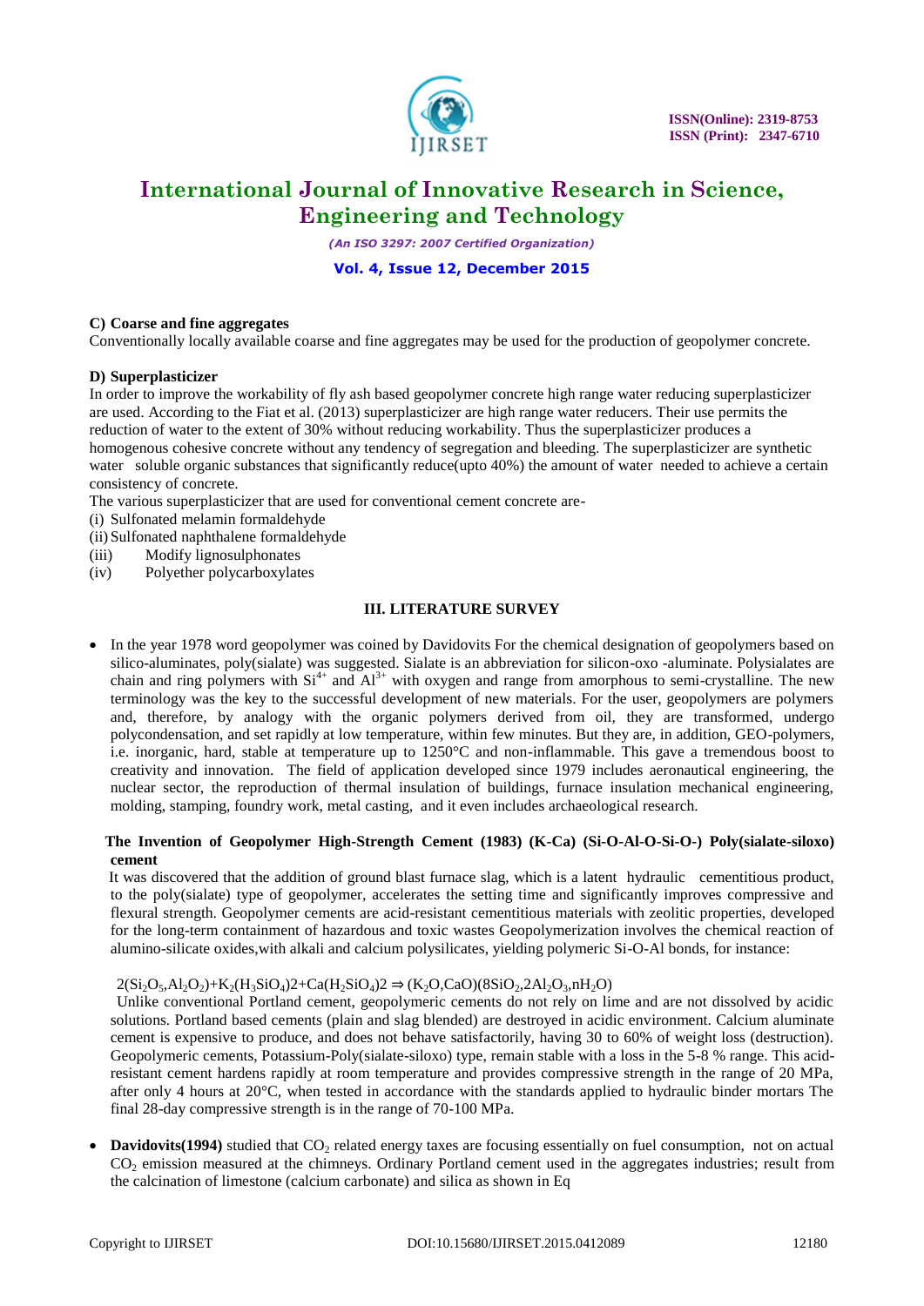**C) Coarse and fine aggregates**

Conventionally locally available coarse and fine aggregates may be used for the production of geopolymer concrete.

**D) Superplasticizer**

In order to improve the workability of fly ash based geopolymer concrete high range water reducing superplasticizer are used. According to the Fiat et al. (2013) superplasticizer are high range water reducers. Their use permits the reduction of water to the extent of 30% without reducing workability. Thus the superplasticizer produces a homogenous cohesive concrete without any tendency of segregation and bleeding. The superplasticizer are synthetic water soluble organic substances that significantly reduce(upto 40%) the amount of water needed to achieve a certain consistency of concrete.

The various superplasticizer that are used for conventional cement concrete are-

(i) Sulfonated melamin formaldehyde
(ii) Sulfonated naphthalene formaldehyde
(iii) Modify lignosulphonates
(iv) Polyether polycarboxylates

## III. LITERATURE SURVEY

- In the year 1978 word geopolymer was coined by Davidovits For the chemical designation of geopolymers based on silico-aluminates, poly(sialate) was suggested. Sialate is an abbreviation for silicon-oxo -aluminate. Polysialates are chain and ring polymers with $Si^{4+}$ and $Al^{3+}$ with oxygen and range from amorphous to semi-crystalline. The new terminology was the key to the successful development of new materials. For the user, geopolymers are polymers and, therefore, by analogy with the organic polymers derived from oil, they are transformed, undergo polycondensation, and set rapidly at low temperature, within few minutes. But they are, in addition, GEO-polymers, i.e. inorganic, hard, stable at temperature up to 1250°C and non-inflammable. This gave a tremendous boost to creativity and innovation. The field of application developed since 1979 includes aeronautical engineering, the nuclear sector, the reproduction of thermal insulation of buildings, furnace insulation mechanical engineering, molding, stamping, foundry work, metal casting, and it even includes archaeological research.

**The Invention of Geopolymer High-Strength Cement (1983) (K-Ca) (Si-O-Al-O-Si-O-) Poly(sialate-siloxo) cement**

It was discovered that the addition of ground blast furnace slag, which is a latent hydraulic cementitious product, to the poly(sialate) type of geopolymer, accelerates the setting time and significantly improves compressive and flexural strength. Geopolymer cements are acid-resistant cementitious materials with zeolitic properties, developed for the long-term containment of hazardous and toxic wastes Geopolymerization involves the chemical reaction of alumino-silicate oxides,with alkali and calcium polysilicates, yielding polymeric Si-O-Al bonds, for instance:

$2(Si_2O_5,Al_2O_2)+K_2(H_3SiO_4)2+Ca(H_2SiO_4)2 \Rightarrow (K_2O,CaO)(8SiO_2,2Al_2O_3,nH_2O)$

Unlike conventional Portland cement, geopolymeric cements do not rely on lime and are not dissolved by acidic solutions. Portland based cements (plain and slag blended) are destroyed in acidic environment. Calcium aluminate cement is expensive to produce, and does not behave satisfactorily, having 30 to 60% of weight loss (destruction). Geopolymeric cements, Potassium-Poly(sialate-siloxo) type, remain stable with a loss in the 5-8 % range. This acid-resistant cement hardens rapidly at room temperature and provides compressive strength in the range of 20 MPa, after only 4 hours at 20°C, when tested in accordance with the standards applied to hydraulic binder mortars The final 28-day compressive strength is in the range of 70-100 MPa.

- **Davidovits(1994)** studied that $CO_2$ related energy taxes are focusing essentially on fuel consumption, not on actual $CO_2$ emission measured at the chimneys. Ordinary Portland cement used in the aggregates industries; result from the calcination of limestone (calcium carbonate) and silica as shown in Eq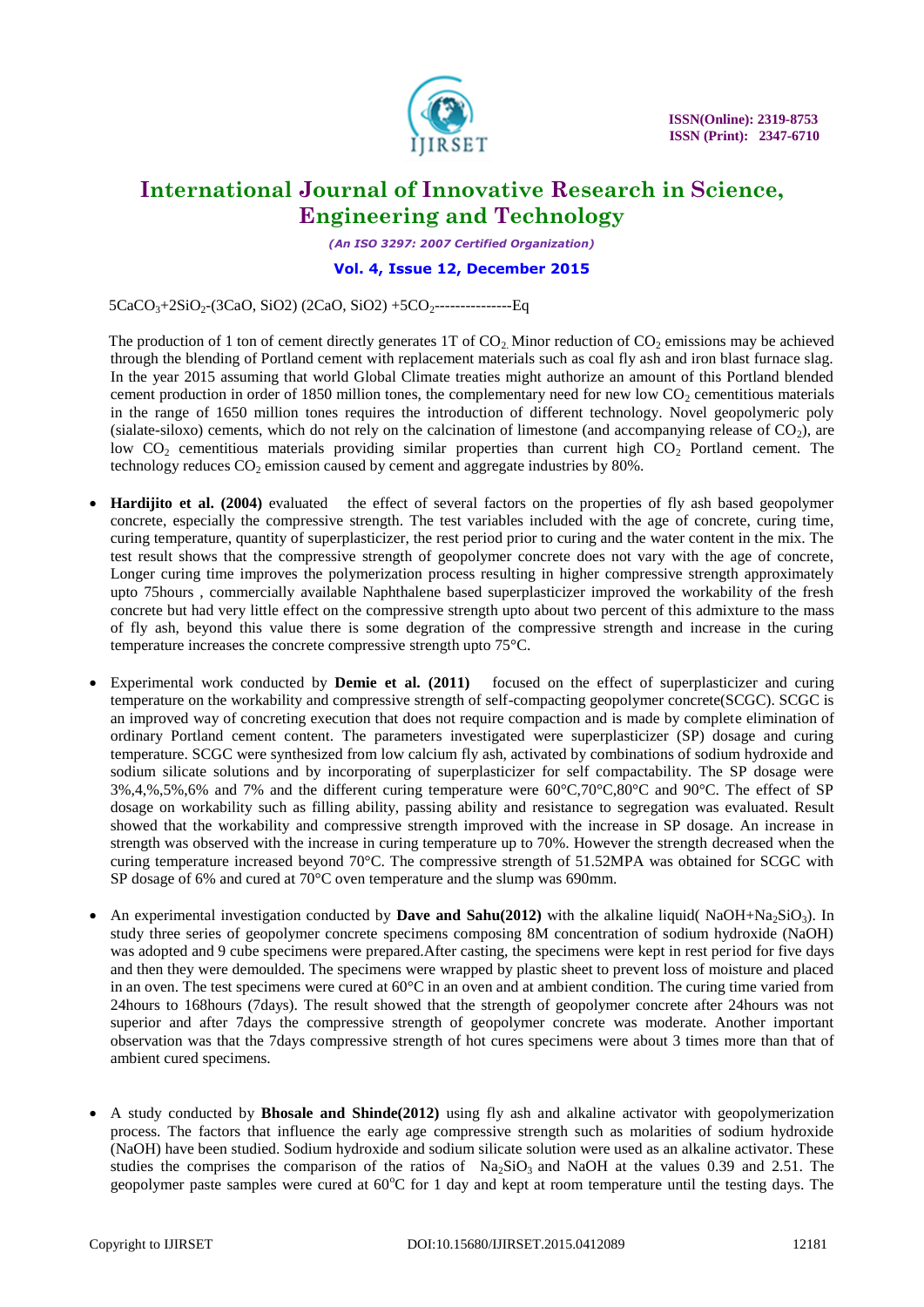$5CaCO_3+2SiO_2$-(3CaO, SiO2) (2CaO, SiO2) $+5CO_2$---------------Eq

The production of 1 ton of cement directly generates 1T of $CO_2$. Minor reduction of $CO_2$ emissions may be achieved through the blending of Portland cement with replacement materials such as coal fly ash and iron blast furnace slag. In the year 2015 assuming that world Global Climate treaties might authorize an amount of this Portland blended cement production in order of 1850 million tones, the complementary need for new low $CO_2$ cementitious materials in the range of 1650 million tones requires the introduction of different technology. Novel geopolymeric poly (sialate-siloxo) cements, which do not rely on the calcination of limestone (and accompanying release of $CO_2$), are low $CO_2$ cementitious materials providing similar properties than current high $CO_2$ Portland cement. The technology reduces $CO_2$ emission caused by cement and aggregate industries by 80%.

- **Hardijito et al. (2004)** evaluated the effect of several factors on the properties of fly ash based geopolymer concrete, especially the compressive strength. The test variables included with the age of concrete, curing time, curing temperature, quantity of superplasticizer, the rest period prior to curing and the water content in the mix. The test result shows that the compressive strength of geopolymer concrete does not vary with the age of concrete, Longer curing time improves the polymerization process resulting in higher compressive strength approximately upto 75hours , commercially available Naphthalene based superplasticizer improved the workability of the fresh concrete but had very little effect on the compressive strength upto about two percent of this admixture to the mass of fly ash, beyond this value there is some degration of the compressive strength and increase in the curing temperature increases the concrete compressive strength upto 75°C.

- Experimental work conducted by **Demie et al. (2011)** focused on the effect of superplasticizer and curing temperature on the workability and compressive strength of self-compacting geopolymer concrete(SCGC). SCGC is an improved way of concreting execution that does not require compaction and is made by complete elimination of ordinary Portland cement content. The parameters investigated were superplasticizer (SP) dosage and curing temperature. SCGC were synthesized from low calcium fly ash, activated by combinations of sodium hydroxide and sodium silicate solutions and by incorporating of superplasticizer for self compactability. The SP dosage were 3%,4,%,5%,6% and 7% and the different curing temperature were 60°C,70°C,80°C and 90°C. The effect of SP dosage on workability such as filling ability, passing ability and resistance to segregation was evaluated. Result showed that the workability and compressive strength improved with the increase in SP dosage. An increase in strength was observed with the increase in curing temperature up to 70%. However the strength decreased when the curing temperature increased beyond 70°C. The compressive strength of 51.52MPA was obtained for SCGC with SP dosage of 6% and cured at 70°C oven temperature and the slump was 690mm.

- An experimental investigation conducted by **Dave and Sahu(2012)** with the alkaline liquid( $NaOH+Na_2SiO_3$). In study three series of geopolymer concrete specimens composing 8M concentration of sodium hydroxide (NaOH) was adopted and 9 cube specimens were prepared.After casting, the specimens were kept in rest period for five days and then they were demoulded. The specimens were wrapped by plastic sheet to prevent loss of moisture and placed in an oven. The test specimens were cured at 60°C in an oven and at ambient condition. The curing time varied from 24hours to 168hours (7days). The result showed that the strength of geopolymer concrete after 24hours was not superior and after 7days the compressive strength of geopolymer concrete was moderate. Another important observation was that the 7days compressive strength of hot cures specimens were about 3 times more than that of ambient cured specimens.

- A study conducted by **Bhosale and Shinde(2012)** using fly ash and alkaline activator with geopolymerization process. The factors that influence the early age compressive strength such as molarities of sodium hydroxide (NaOH) have been studied. Sodium hydroxide and sodium silicate solution were used as an alkaline activator. These studies the comprises the comparison of the ratios of $Na_2SiO_3$ and NaOH at the values 0.39 and 2.51. The geopolymer paste samples were cured at 60°C for 1 day and kept at room temperature until the testing days. The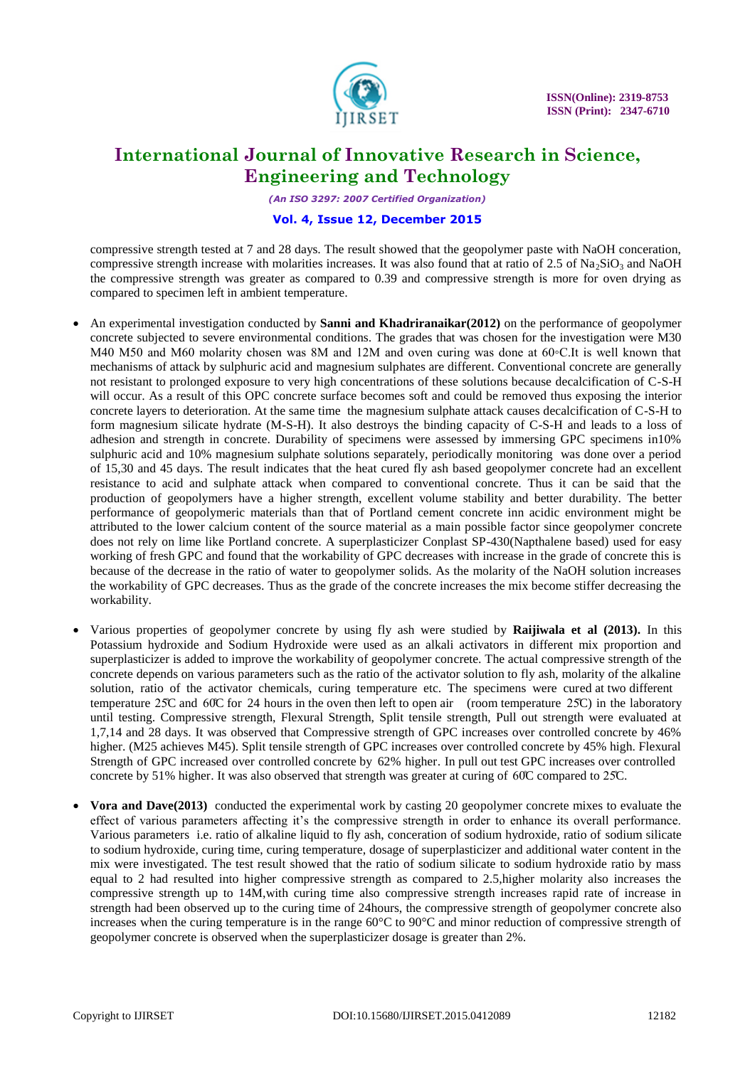compressive strength tested at 7 and 28 days. The result showed that the geopolymer paste with NaOH conceration, compressive strength increase with molarities increases. It was also found that at ratio of 2.5 of $Na_2SiO_3$ and NaOH the compressive strength was greater as compared to 0.39 and compressive strength is more for oven drying as compared to specimen left in ambient temperature.

- An experimental investigation conducted by **Sanni and Khadriranaikar(2012)** on the performance of geopolymer concrete subjected to severe environmental conditions. The grades that was chosen for the investigation were M30 M40 M50 and M60 molarity chosen was 8M and 12M and oven curing was done at 60◦C.It is well known that mechanisms of attack by sulphuric acid and magnesium sulphates are different. Conventional concrete are generally not resistant to prolonged exposure to very high concentrations of these solutions because decalcification of C-S-H will occur. As a result of this OPC concrete surface becomes soft and could be removed thus exposing the interior concrete layers to deterioration. At the same time the magnesium sulphate attack causes decalcification of C-S-H to form magnesium silicate hydrate (M-S-H). It also destroys the binding capacity of C-S-H and leads to a loss of adhesion and strength in concrete. Durability of specimens were assessed by immersing GPC specimens in10% sulphuric acid and 10% magnesium sulphate solutions separately, periodically monitoring was done over a period of 15,30 and 45 days. The result indicates that the heat cured fly ash based geopolymer concrete had an excellent resistance to acid and sulphate attack when compared to conventional concrete. Thus it can be said that the production of geopolymers have a higher strength, excellent volume stability and better durability. The better performance of geopolymeric materials than that of Portland cement concrete inn acidic environment might be attributed to the lower calcium content of the source material as a main possible factor since geopolymer concrete does not rely on lime like Portland concrete. A superplasticizer Conplast SP-430(Napthalene based) used for easy working of fresh GPC and found that the workability of GPC decreases with increase in the grade of concrete this is because of the decrease in the ratio of water to geopolymer solids. As the molarity of the NaOH solution increases the workability of GPC decreases. Thus as the grade of the concrete increases the mix become stiffer decreasing the workability.

- Various properties of geopolymer concrete by using fly ash were studied by **Raijiwala et al (2013).** In this Potassium hydroxide and Sodium Hydroxide were used as an alkali activators in different mix proportion and superplasticizer is added to improve the workability of geopolymer concrete. The actual compressive strength of the concrete depends on various parameters such as the ratio of the activator solution to fly ash, molarity of the alkaline solution, ratio of the activator chemicals, curing temperature etc. The specimens were cured at two different temperature 25̊C and 60̊C for 24 hours in the oven then left to open air (room temperature 25̊C) in the laboratory until testing. Compressive strength, Flexural Strength, Split tensile strength, Pull out strength were evaluated at 1,7,14 and 28 days. It was observed that Compressive strength of GPC increases over controlled concrete by 46% higher. (M25 achieves M45). Split tensile strength of GPC increases over controlled concrete by 45% high. Flexural Strength of GPC increased over controlled concrete by 62% higher. In pull out test GPC increases over controlled concrete by 51% higher. It was also observed that strength was greater at curing of 60̊C compared to 25̊C.

- **Vora and Dave(2013)** conducted the experimental work by casting 20 geopolymer concrete mixes to evaluate the effect of various parameters affecting it's the compressive strength in order to enhance its overall performance. Various parameters i.e. ratio of alkaline liquid to fly ash, conceration of sodium hydroxide, ratio of sodium silicate to sodium hydroxide, curing time, curing temperature, dosage of superplasticizer and additional water content in the mix were investigated. The test result showed that the ratio of sodium silicate to sodium hydroxide ratio by mass equal to 2 had resulted into higher compressive strength as compared to 2.5,higher molarity also increases the compressive strength up to 14M,with curing time also compressive strength increases rapid rate of increase in strength had been observed up to the curing time of 24hours, the compressive strength of geopolymer concrete also increases when the curing temperature is in the range 60°C to 90°C and minor reduction of compressive strength of geopolymer concrete is observed when the superplasticizer dosage is greater than 2%.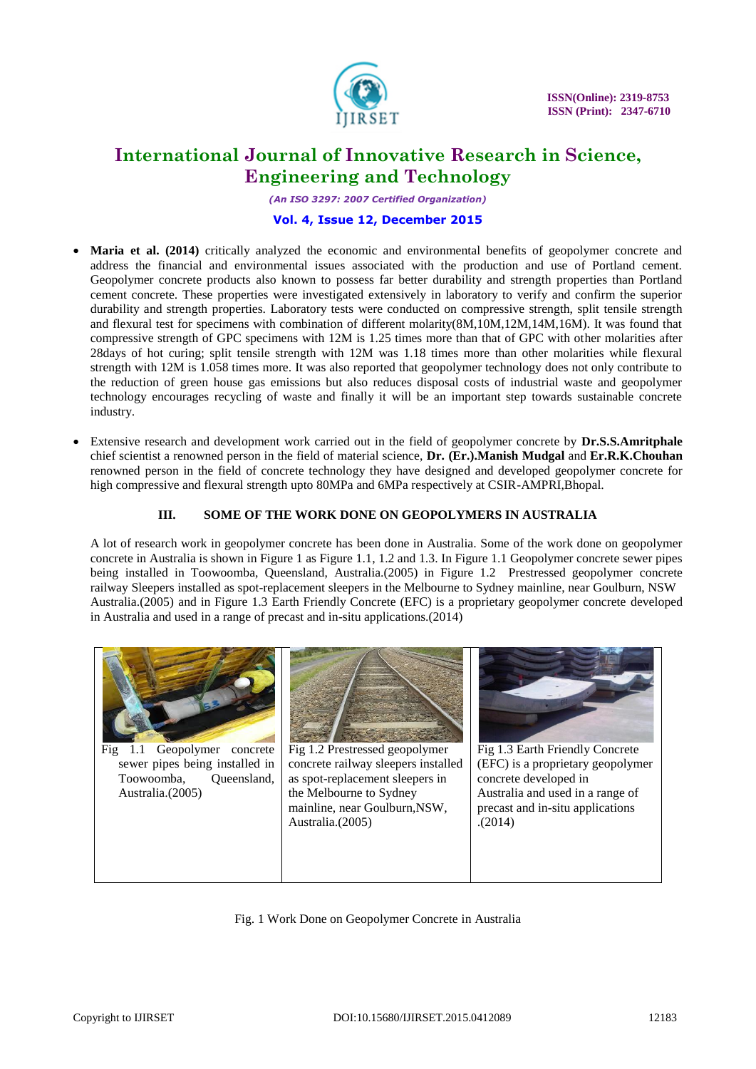- **Maria et al. (2014)** critically analyzed the economic and environmental benefits of geopolymer concrete and address the financial and environmental issues associated with the production and use of Portland cement. Geopolymer concrete products also known to possess far better durability and strength properties than Portland cement concrete. These properties were investigated extensively in laboratory to verify and confirm the superior durability and strength properties. Laboratory tests were conducted on compressive strength, split tensile strength and flexural test for specimens with combination of different molarity(8M,10M,12M,14M,16M). It was found that compressive strength of GPC specimens with 12M is 1.25 times more than that of GPC with other molarities after 28days of hot curing; split tensile strength with 12M was 1.18 times more than other molarities while flexural strength with 12M is 1.058 times more. It was also reported that geopolymer technology does not only contribute to the reduction of green house gas emissions but also reduces disposal costs of industrial waste and geopolymer technology encourages recycling of waste and finally it will be an important step towards sustainable concrete industry.

- Extensive research and development work carried out in the field of geopolymer concrete by **Dr.S.S.Amritphale** chief scientist a renowned person in the field of material science, **Dr. (Er.).Manish Mudgal** and **Er.R.K.Chouhan** renowned person in the field of concrete technology they have designed and developed geopolymer concrete for high compressive and flexural strength upto 80MPa and 6MPa respectively at CSIR-AMPRI,Bhopal.

## III. SOME OF THE WORK DONE ON GEOPOLYMERS IN AUSTRALIA

A lot of research work in geopolymer concrete has been done in Australia. Some of the work done on geopolymer concrete in Australia is shown in Figure 1 as Figure 1.1, 1.2 and 1.3. In Figure 1.1 Geopolymer concrete sewer pipes being installed in Toowoomba, Queensland, Australia.(2005) in Figure 1.2 Prestressed geopolymer concrete railway Sleepers installed as spot-replacement sleepers in the Melbourne to Sydney mainline, near Goulburn, NSW Australia.(2005) and in Figure 1.3 Earth Friendly Concrete (EFC) is a proprietary geopolymer concrete developed in Australia and used in a range of precast and in-situ applications.(2014)

| Fig 1.1 Geopolymer concrete sewer pipes being installed in Toowoomba, Queensland, Australia.(2005) | Fig 1.2 Prestressed geopolymer concrete railway sleepers installed as spot-replacement sleepers in the Melbourne to Sydney mainline, near Goulburn,NSW, Australia.(2005) | Fig 1.3 Earth Friendly Concrete (EFC) is a proprietary geopolymer concrete developed in Australia and used in a range of precast and in-situ applications .(2014) |
|---|---|---|

Fig. 1 Work Done on Geopolymer Concrete in Australia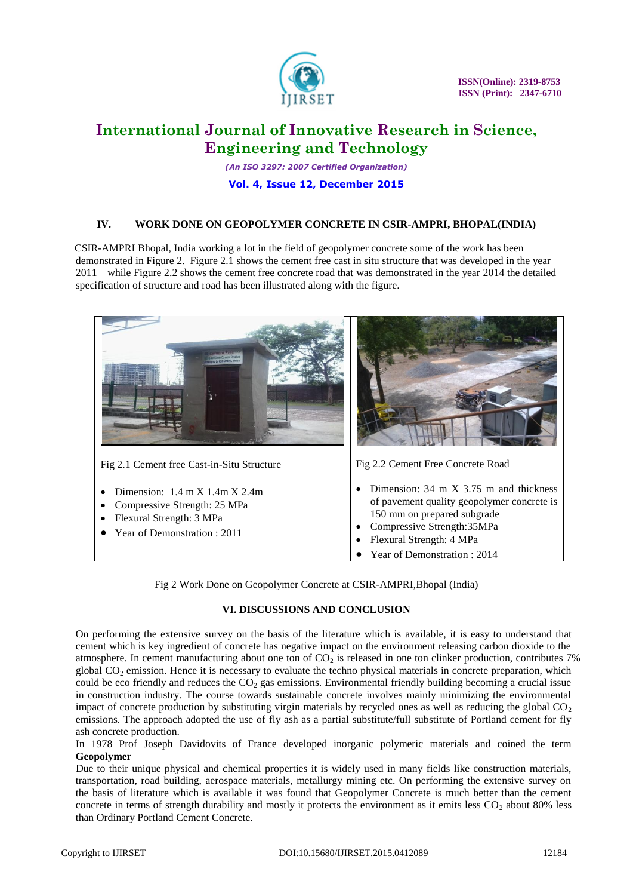## IV. WORK DONE ON GEOPOLYMER CONCRETE IN CSIR-AMPRI, BHOPAL(INDIA)

CSIR-AMPRI Bhopal, India working a lot in the field of geopolymer concrete some of the work has been demonstrated in Figure 2. Figure 2.1 shows the cement free cast in situ structure that was developed in the year 2011 while Figure 2.2 shows the cement free concrete road that was demonstrated in the year 2014 the detailed specification of structure and road has been illustrated along with the figure.

Fig 2.1 Cement free Cast-in-Situ Structure

- Dimension: 1.4 m X 1.4m X 2.4m
- Compressive Strength: 25 MPa
- Flexural Strength: 3 MPa
- Year of Demonstration : 2011

Fig 2.2 Cement Free Concrete Road

- Dimension: 34 m X 3.75 m and thickness of pavement quality geopolymer concrete is 150 mm on prepared subgrade
- Compressive Strength:35MPa
- Flexural Strength: 4 MPa
- Year of Demonstration : 2014

Fig 2 Work Done on Geopolymer Concrete at CSIR-AMPRI,Bhopal (India)

## VI. DISCUSSIONS AND CONCLUSION

On performing the extensive survey on the basis of the literature which is available, it is easy to understand that cement which is key ingredient of concrete has negative impact on the environment releasing carbon dioxide to the atmosphere. In cement manufacturing about one ton of $CO_2$ is released in one ton clinker production, contributes 7% global $CO_2$ emission. Hence it is necessary to evaluate the techno physical materials in concrete preparation, which could be eco friendly and reduces the $CO_2$ gas emissions. Environmental friendly building becoming a crucial issue in construction industry. The course towards sustainable concrete involves mainly minimizing the environmental impact of concrete production by substituting virgin materials by recycled ones as well as reducing the global $CO_2$ emissions. The approach adopted the use of fly ash as a partial substitute/full substitute of Portland cement for fly ash concrete production.

In 1978 Prof Joseph Davidovits of France developed inorganic polymeric materials and coined the term **Geopolymer**

Due to their unique physical and chemical properties it is widely used in many fields like construction materials, transportation, road building, aerospace materials, metallurgy mining etc. On performing the extensive survey on the basis of literature which is available it was found that Geopolymer Concrete is much better than the cement concrete in terms of strength durability and mostly it protects the environment as it emits less $CO_2$ about 80% less than Ordinary Portland Cement Concrete.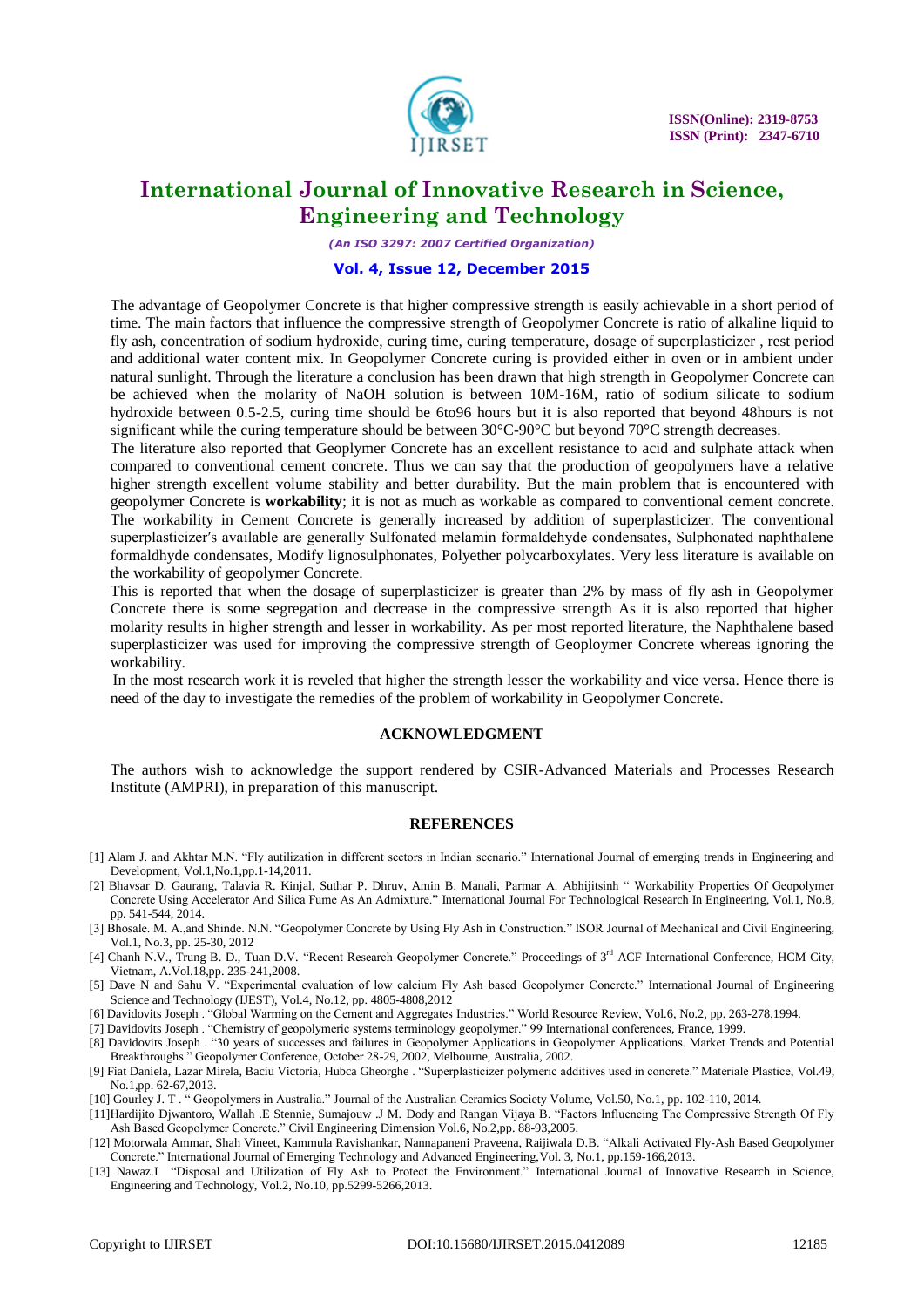The advantage of Geopolymer Concrete is that higher compressive strength is easily achievable in a short period of time. The main factors that influence the compressive strength of Geopolymer Concrete is ratio of alkaline liquid to fly ash, concentration of sodium hydroxide, curing time, curing temperature, dosage of superplasticizer , rest period and additional water content mix. In Geopolymer Concrete curing is provided either in oven or in ambient under natural sunlight. Through the literature a conclusion has been drawn that high strength in Geopolymer Concrete can be achieved when the molarity of NaOH solution is between 10M-16M, ratio of sodium silicate to sodium hydroxide between 0.5-2.5, curing time should be 6to96 hours but it is also reported that beyond 48hours is not significant while the curing temperature should be between 30°C-90°C but beyond 70°C strength decreases.

The literature also reported that Geoplymer Concrete has an excellent resistance to acid and sulphate attack when compared to conventional cement concrete. Thus we can say that the production of geopolymers have a relative higher strength excellent volume stability and better durability. But the main problem that is encountered with geopolymer Concrete is **workability**; it is not as much as workable as compared to conventional cement concrete. The workability in Cement Concrete is generally increased by addition of superplasticizer. The conventional superplasticizer's available are generally Sulfonated melamin formaldehyde condensates, Sulphonated naphthalene formaldhyde condensates, Modify lignosulphonates, Polyether polycarboxylates. Very less literature is available on the workability of geopolymer Concrete.

This is reported that when the dosage of superplasticizer is greater than 2% by mass of fly ash in Geopolymer Concrete there is some segregation and decrease in the compressive strength As it is also reported that higher molarity results in higher strength and lesser in workability. As per most reported literature, the Naphthalene based superplasticizer was used for improving the compressive strength of Geoploymer Concrete whereas ignoring the workability.

In the most research work it is reveled that higher the strength lesser the workability and vice versa. Hence there is need of the day to investigate the remedies of the problem of workability in Geopolymer Concrete.

## ACKNOWLEDGMENT

The authors wish to acknowledge the support rendered by CSIR-Advanced Materials and Processes Research Institute (AMPRI), in preparation of this manuscript.

## REFERENCES

[1] Alam J. and Akhtar M.N. "Fly autilization in different sectors in Indian scenario." International Journal of emerging trends in Engineering and Development, Vol.1,No.1,pp.1-14,2011.

[2] Bhavsar D. Gaurang, Talavia R. Kinjal, Suthar P. Dhruv, Amin B. Manali, Parmar A. Abhijitsinh " Workability Properties Of Geopolymer Concrete Using Accelerator And Silica Fume As An Admixture." International Journal For Technological Research In Engineering, Vol.1, No.8, pp. 541-544, 2014.

[3] Bhosale. M. A.,and Shinde. N.N. "Geopolymer Concrete by Using Fly Ash in Construction." ISOR Journal of Mechanical and Civil Engineering, Vol.1, No.3, pp. 25-30, 2012

[4] Chanh N.V., Trung B. D., Tuan D.V. "Recent Research Geopolymer Concrete." Proceedings of 3rd ACF International Conference, HCM City, Vietnam, A.Vol.18,pp. 235-241,2008.

[5] Dave N and Sahu V. "Experimental evaluation of low calcium Fly Ash based Geopolymer Concrete." International Journal of Engineering Science and Technology (IJEST), Vol.4, No.12, pp. 4805-4808,2012

[6] Davidovits Joseph . "Global Warming on the Cement and Aggregates Industries." World Resource Review, Vol.6, No.2, pp. 263-278,1994.

[7] Davidovits Joseph . "Chemistry of geopolymeric systems terminology geopolymer." 99 International conferences, France, 1999.

[8] Davidovits Joseph . "30 years of successes and failures in Geopolymer Applications in Geopolymer Applications. Market Trends and Potential Breakthroughs." Geopolymer Conference, October 28-29, 2002, Melbourne, Australia, 2002.

[9] Fiat Daniela, Lazar Mirela, Baciu Victoria, Hubca Gheorghe . "Superplasticizer polymeric additives used in concrete." Materiale Plastice, Vol.49, No.1,pp. 62-67,2013.

[10] Gourley J. T . " Geopolymers in Australia." Journal of the Australian Ceramics Society Volume, Vol.50, No.1, pp. 102-110, 2014.

[11]Hardijito Djwantoro, Wallah .E Stennie, Sumajouw .J M. Dody and Rangan Vijaya B. "Factors Influencing The Compressive Strength Of Fly Ash Based Geopolymer Concrete." Civil Engineering Dimension Vol.6, No.2,pp. 88-93,2005.

[12] Motorwala Ammar, Shah Vineet, Kammula Ravishankar, Nannapaneni Praveena, Raijiwala D.B. "Alkali Activated Fly-Ash Based Geopolymer Concrete." International Journal of Emerging Technology and Advanced Engineering,Vol. 3, No.1, pp.159-166,2013.

[13] Nawaz.I "Disposal and Utilization of Fly Ash to Protect the Environment." International Journal of Innovative Research in Science, Engineering and Technology, Vol.2, No.10, pp.5299-5266,2013.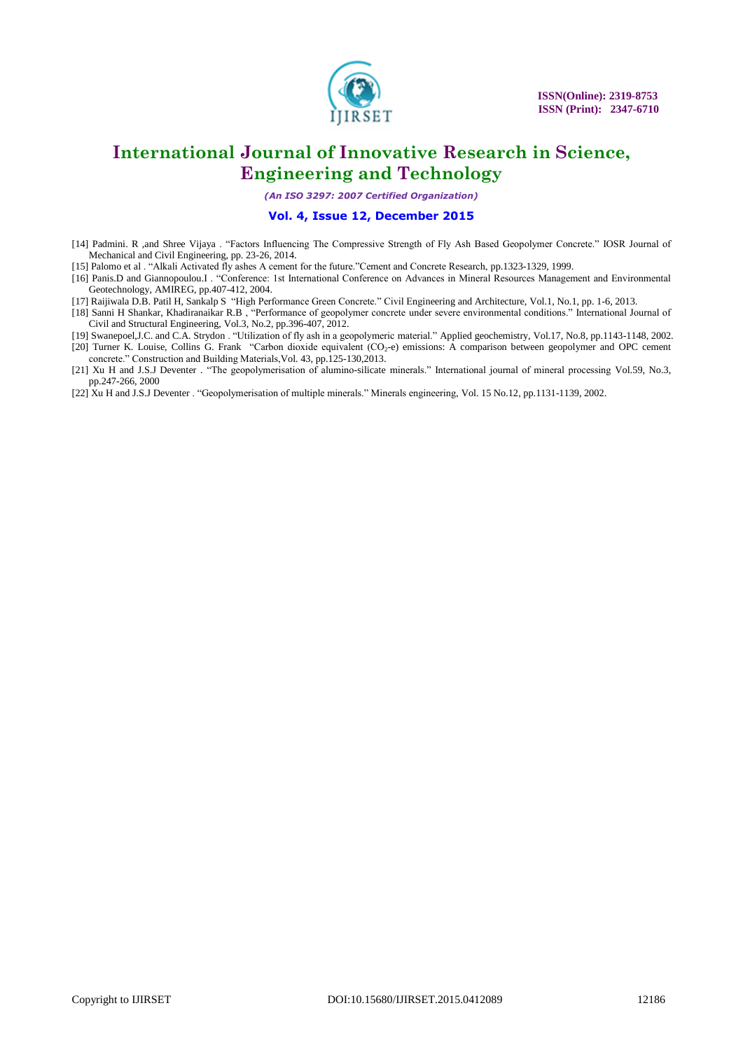[14] Padmini. R ,and Shree Vijaya . "Factors Influencing The Compressive Strength of Fly Ash Based Geopolymer Concrete." IOSR Journal of Mechanical and Civil Engineering, pp. 23-26, 2014.

[15] Palomo et al . "Alkali Activated fly ashes A cement for the future."Cement and Concrete Research, pp.1323-1329, 1999.

[16] Panis.D and Giannopoulou.I . "Conference: 1st International Conference on Advances in Mineral Resources Management and Environmental Geotechnology, AMIREG, pp.407-412, 2004.

[17] Raijiwala D.B. Patil H, Sankalp S "High Performance Green Concrete." Civil Engineering and Architecture, Vol.1, No.1, pp. 1-6, 2013.

[18] Sanni H Shankar, Khadiranaikar R.B , "Performance of geopolymer concrete under severe environmental conditions." International Journal of Civil and Structural Engineering, Vol.3, No.2, pp.396-407, 2012.

[19] Swanepoel,J.C. and C.A. Strydon . "Utilization of fly ash in a geopolymeric material." Applied geochemistry, Vol.17, No.8, pp.1143-1148, 2002.

[20] Turner K. Louise, Collins G. Frank "Carbon dioxide equivalent ($CO_2$-e) emissions: A comparison between geopolymer and OPC cement concrete." Construction and Building Materials,Vol. 43, pp.125-130,2013.

[21] Xu H and J.S.J Deventer . "The geopolymerisation of alumino-silicate minerals." International journal of mineral processing Vol.59, No.3, pp.247-266, 2000

[22] Xu H and J.S.J Deventer . "Geopolymerisation of multiple minerals." Minerals engineering, Vol. 15 No.12, pp.1131-1139, 2002.